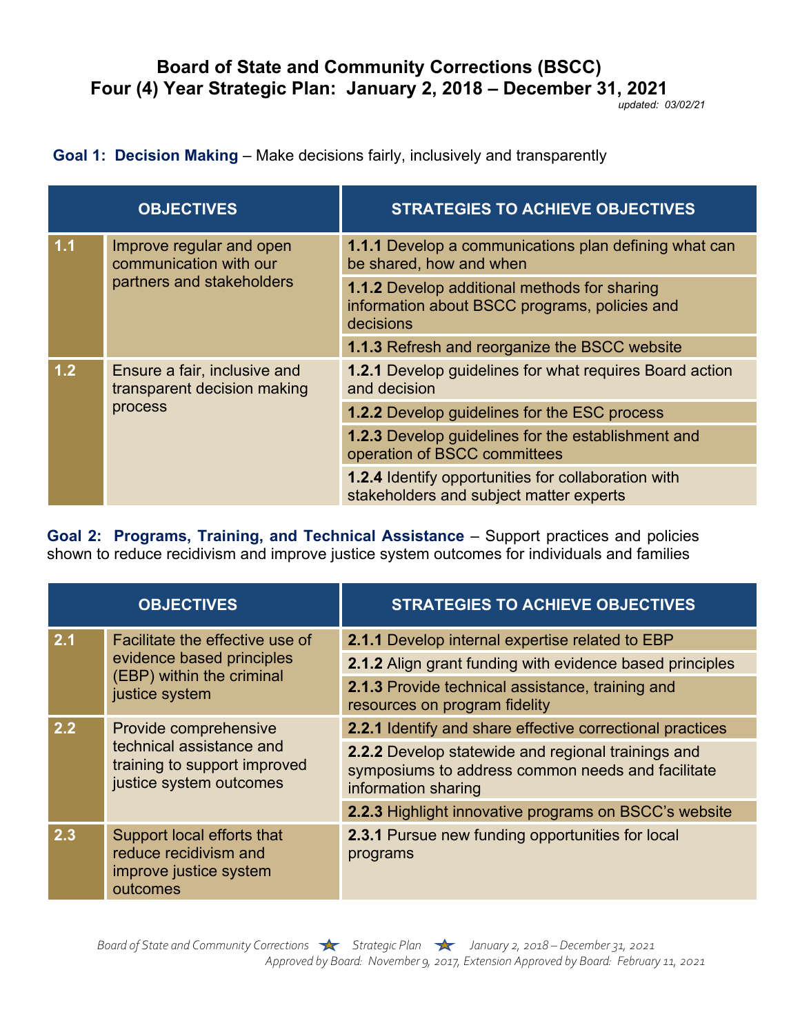# Board of State and Community Corrections (BSCC)
# Four (4) Year Strategic Plan: January 2, 2018 – December 31, 2021

*updated: 03/02/21*

**Goal 1: Decision Making** – Make decisions fairly, inclusively and transparently

| OBJECTIVES | | STRATEGIES TO ACHIEVE OBJECTIVES |
|---|---|---|
| 1.1 | Improve regular and open communication with our partners and stakeholders | **1.1.1** Develop a communications plan defining what can be shared, how and when |
| | | **1.1.2** Develop additional methods for sharing information about BSCC programs, policies and decisions |
| | | **1.1.3** Refresh and reorganize the BSCC website |
| 1.2 | Ensure a fair, inclusive and transparent decision making process | **1.2.1** Develop guidelines for what requires Board action and decision |
| | | **1.2.2** Develop guidelines for the ESC process |
| | | **1.2.3** Develop guidelines for the establishment and operation of BSCC committees |
| | | **1.2.4** Identify opportunities for collaboration with stakeholders and subject matter experts |

**Goal 2: Programs, Training, and Technical Assistance** – Support practices and policies shown to reduce recidivism and improve justice system outcomes for individuals and families

| OBJECTIVES | | STRATEGIES TO ACHIEVE OBJECTIVES |
|---|---|---|
| 2.1 | Facilitate the effective use of evidence based principles (EBP) within the criminal justice system | **2.1.1** Develop internal expertise related to EBP |
| | | **2.1.2** Align grant funding with evidence based principles |
| | | **2.1.3** Provide technical assistance, training and resources on program fidelity |
| 2.2 | Provide comprehensive technical assistance and training to support improved justice system outcomes | **2.2.1** Identify and share effective correctional practices |
| | | **2.2.2** Develop statewide and regional trainings and symposiums to address common needs and facilitate information sharing |
| | | **2.2.3** Highlight innovative programs on BSCC's website |
| 2.3 | Support local efforts that reduce recidivism and improve justice system outcomes | **2.3.1** Pursue new funding opportunities for local programs |

*Approved by Board: November 9, 2017, Extension Approved by Board: February 11, 2021*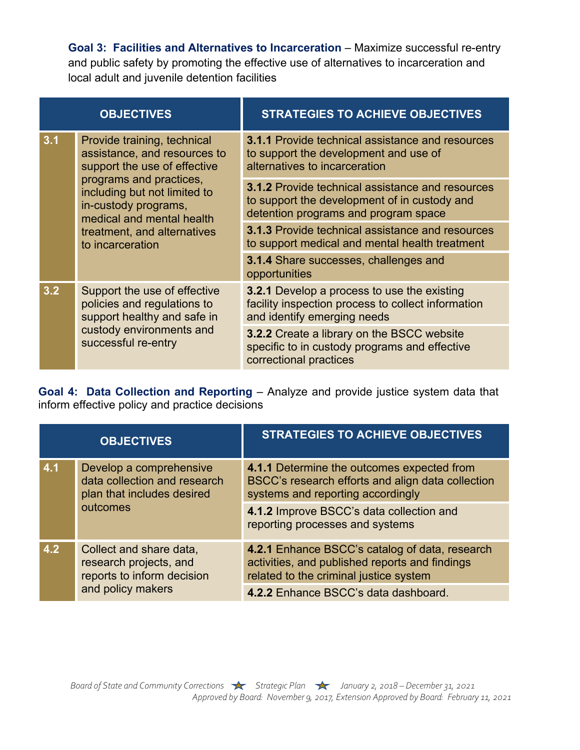**Goal 3: Facilities and Alternatives to Incarceration** – Maximize successful re-entry and public safety by promoting the effective use of alternatives to incarceration and local adult and juvenile detention facilities

| OBJECTIVES | | STRATEGIES TO ACHIEVE OBJECTIVES |
|---|---|---|
| 3.1 | Provide training, technical assistance, and resources to support the use of effective programs and practices, including but not limited to in-custody programs, medical and mental health treatment, and alternatives to incarceration | **3.1.1** Provide technical assistance and resources to support the development and use of alternatives to incarceration |
| | | **3.1.2** Provide technical assistance and resources to support the development of in custody and detention programs and program space |
| | | **3.1.3** Provide technical assistance and resources to support medical and mental health treatment |
| | | **3.1.4** Share successes, challenges and opportunities |
| 3.2 | Support the use of effective policies and regulations to support healthy and safe in custody environments and successful re-entry | **3.2.1** Develop a process to use the existing facility inspection process to collect information and identify emerging needs |
| | | **3.2.2** Create a library on the BSCC website specific to in custody programs and effective correctional practices |

**Goal 4: Data Collection and Reporting** – Analyze and provide justice system data that inform effective policy and practice decisions

| OBJECTIVES | | STRATEGIES TO ACHIEVE OBJECTIVES |
|---|---|---|
| 4.1 | Develop a comprehensive data collection and research plan that includes desired outcomes | **4.1.1** Determine the outcomes expected from BSCC's research efforts and align data collection systems and reporting accordingly |
| | | **4.1.2** Improve BSCC's data collection and reporting processes and systems |
| 4.2 | Collect and share data, research projects, and reports to inform decision and policy makers | **4.2.1** Enhance BSCC's catalog of data, research activities, and published reports and findings related to the criminal justice system |
| | | **4.2.2** Enhance BSCC's data dashboard. |